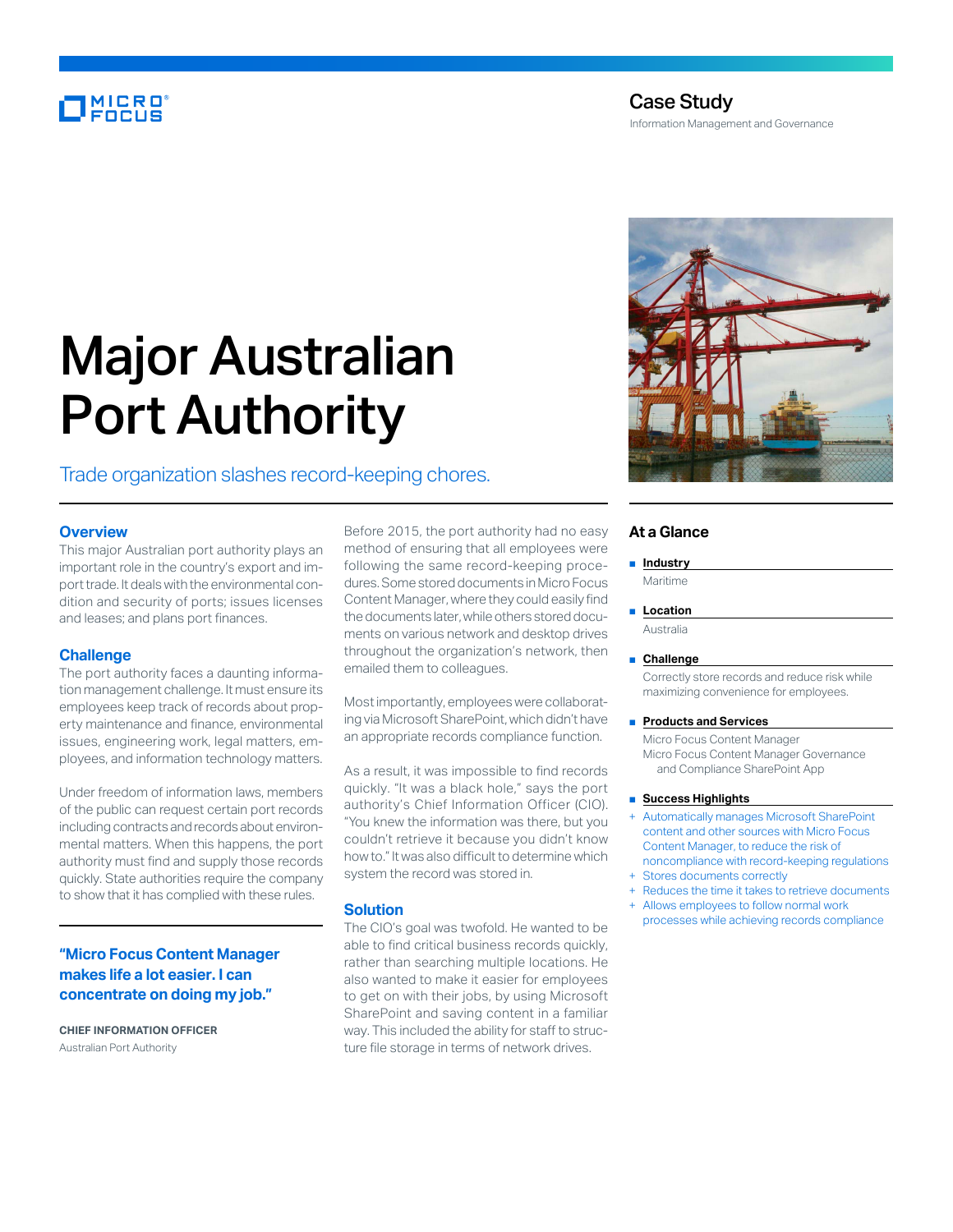Case Study

Information Management and Governance

# Major Australian Port Authority

Trade organization slashes record-keeping chores.

## Overview

This major Australian port authority plays an important role in the country's export and import trade. It deals with the environmental condition and security of ports; issues licenses and leases; and plans port finances.

## Challenge

The port authority faces a daunting information management challenge. It must ensure its employees keep track of records about property maintenance and finance, environmental issues, engineering work, legal matters, employees, and information technology matters.

Under freedom of information laws, members of the public can request certain port records including contracts and records about environmental matters. When this happens, the port authority must find and supply those records quickly. State authorities require the company to show that it has complied with these rules.

**"Micro Focus Content Manager makes life a lot easier. I can concentrate on doing my job."**

**CHIEF INFORMATION OFFICER**
Australian Port Authority

Before 2015, the port authority had no easy method of ensuring that all employees were following the same record-keeping procedures. Some stored documents in Micro Focus Content Manager, where they could easily find the documents later, while others stored documents on various network and desktop drives throughout the organization's network, then emailed them to colleagues.

Most importantly, employees were collaborating via Microsoft SharePoint, which didn't have an appropriate records compliance function.

As a result, it was impossible to find records quickly. "It was a black hole," says the port authority's Chief Information Officer (CIO). "You knew the information was there, but you couldn't retrieve it because you didn't know how to." It was also difficult to determine which system the record was stored in.

## Solution

The CIO's goal was twofold. He wanted to be able to find critical business records quickly, rather than searching multiple locations. He also wanted to make it easier for employees to get on with their jobs, by using Microsoft SharePoint and saving content in a familiar way. This included the ability for staff to structure file storage in terms of network drives.

## At a Glance

**Industry**

Maritime

**Location**

Australia

**Challenge**

Correctly store records and reduce risk while maximizing convenience for employees.

**Products and Services**

Micro Focus Content Manager
Micro Focus Content Manager Governance and Compliance SharePoint App

**Success Highlights**

- Automatically manages Microsoft SharePoint content and other sources with Micro Focus Content Manager, to reduce the risk of noncompliance with record-keeping regulations
- Stores documents correctly
- Reduces the time it takes to retrieve documents
- Allows employees to follow normal work processes while achieving records compliance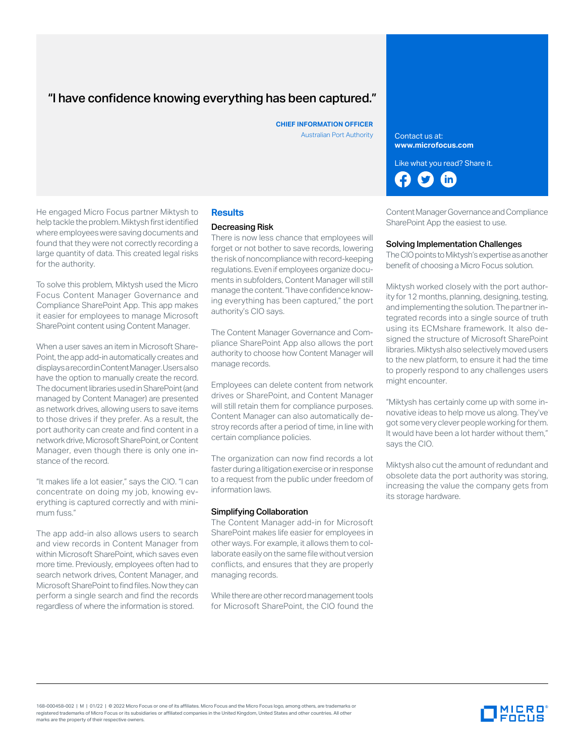"I have confidence knowing everything has been captured."

**CHIEF INFORMATION OFFICER**
Australian Port Authority

Contact us at:
**www.microfocus.com**

Like what you read? Share it.

He engaged Micro Focus partner Miktysh to help tackle the problem. Miktysh first identified where employees were saving documents and found that they were not correctly recording a large quantity of data. This created legal risks for the authority.

To solve this problem, Miktysh used the Micro Focus Content Manager Governance and Compliance SharePoint App. This app makes it easier for employees to manage Microsoft SharePoint content using Content Manager.

When a user saves an item in Microsoft SharePoint, the app add-in automatically creates and displays a record in Content Manager. Users also have the option to manually create the record. The document libraries used in SharePoint (and managed by Content Manager) are presented as network drives, allowing users to save items to those drives if they prefer. As a result, the port authority can create and find content in a network drive, Microsoft SharePoint, or Content Manager, even though there is only one instance of the record.

"It makes life a lot easier," says the CIO. "I can concentrate on doing my job, knowing everything is captured correctly and with minimum fuss."

The app add-in also allows users to search and view records in Content Manager from within Microsoft SharePoint, which saves even more time. Previously, employees often had to search network drives, Content Manager, and Microsoft SharePoint to find files. Now they can perform a single search and find the records regardless of where the information is stored.

## Results

### Decreasing Risk

There is now less chance that employees will forget or not bother to save records, lowering the risk of noncompliance with record-keeping regulations. Even if employees organize documents in subfolders, Content Manager will still manage the content. "I have confidence knowing everything has been captured," the port authority's CIO says.

The Content Manager Governance and Compliance SharePoint App also allows the port authority to choose how Content Manager will manage records.

Employees can delete content from network drives or SharePoint, and Content Manager will still retain them for compliance purposes. Content Manager can also automatically destroy records after a period of time, in line with certain compliance policies.

The organization can now find records a lot faster during a litigation exercise or in response to a request from the public under freedom of information laws.

### Simplifying Collaboration

The Content Manager add-in for Microsoft SharePoint makes life easier for employees in other ways. For example, it allows them to collaborate easily on the same file without version conflicts, and ensures that they are properly managing records.

While there are other record management tools for Microsoft SharePoint, the CIO found the Content Manager Governance and Compliance SharePoint App the easiest to use.

### Solving Implementation Challenges

The CIO points to Miktysh's expertise as another benefit of choosing a Micro Focus solution.

Miktysh worked closely with the port authority for 12 months, planning, designing, testing, and implementing the solution. The partner integrated records into a single source of truth using its ECMshare framework. It also designed the structure of Microsoft SharePoint libraries. Miktysh also selectively moved users to the new platform, to ensure it had the time to properly respond to any challenges users might encounter.

"Miktysh has certainly come up with some innovative ideas to help move us along. They've got some very clever people working for them. It would have been a lot harder without them," says the CIO.

Miktysh also cut the amount of redundant and obsolete data the port authority was storing, increasing the value the company gets from its storage hardware.

168-000458-002 | M | 01/22 | © 2022 Micro Focus or one of its affiliates. Micro Focus and the Micro Focus logo, among others, are trademarks or registered trademarks of Micro Focus or its subsidiaries or affiliated companies in the United Kingdom, United States and other countries. All other marks are the property of their respective owners.